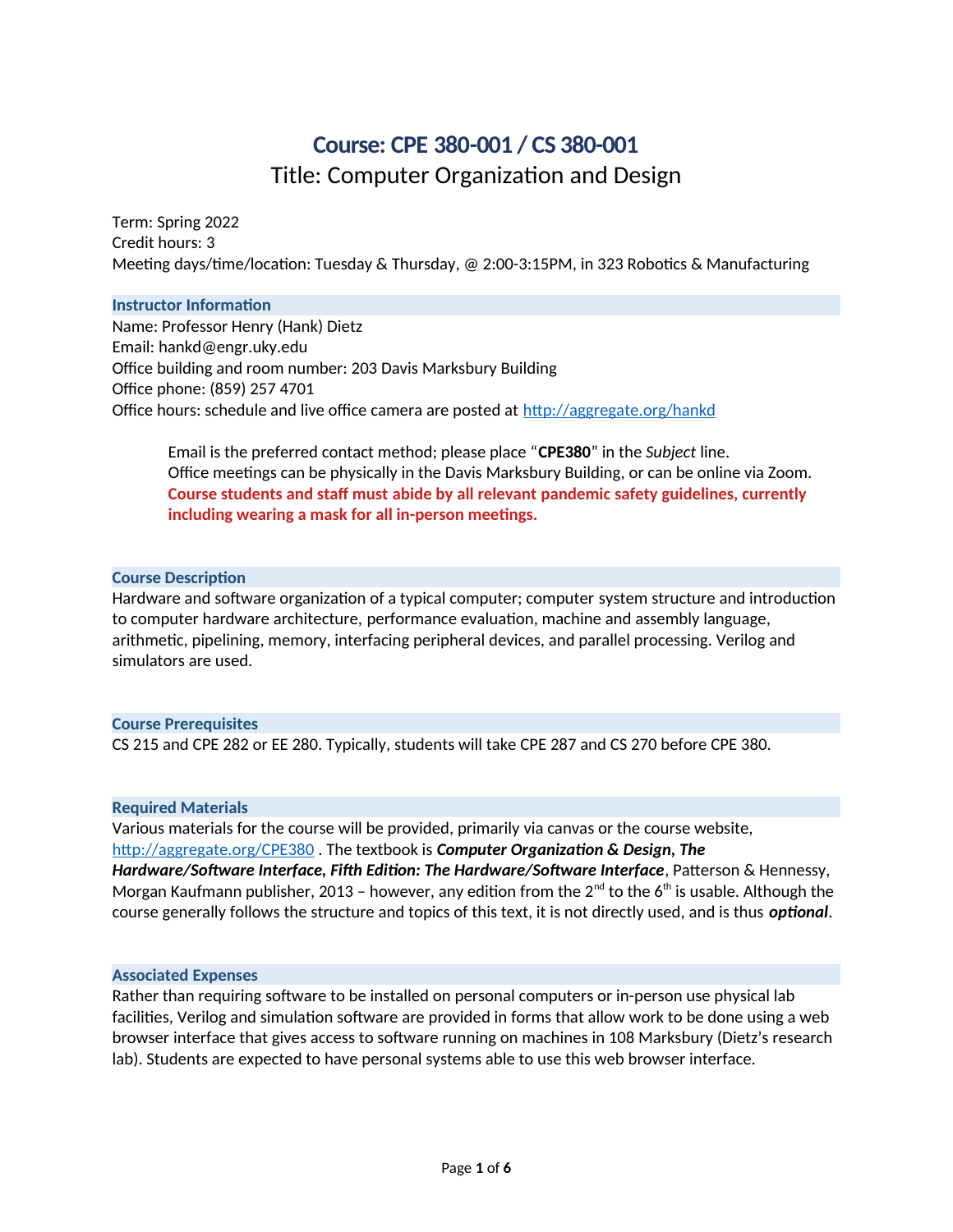# Course: CPE 380-001 / CS 380-001

## Title: Computer Organization and Design

Term: Spring 2022
Credit hours: 3
Meeting days/time/location: Tuesday & Thursday, @ 2:00-3:15PM, in 323 Robotics & Manufacturing

### Instructor Information

Name: Professor Henry (Hank) Dietz
Email: hankd@engr.uky.edu
Office building and room number: 203 Davis Marksbury Building
Office phone: (859) 257 4701
Office hours: schedule and live office camera are posted at http://aggregate.org/hankd

> Email is the preferred contact method; please place "**CPE380**" in the *Subject* line.
> Office meetings can be physically in the Davis Marksbury Building, or can be online via Zoom.
> **Course students and staff must abide by all relevant pandemic safety guidelines, currently including wearing a mask for all in-person meetings.**

### Course Description

Hardware and software organization of a typical computer; computer system structure and introduction to computer hardware architecture, performance evaluation, machine and assembly language, arithmetic, pipelining, memory, interfacing peripheral devices, and parallel processing. Verilog and simulators are used.

### Course Prerequisites

CS 215 and CPE 282 or EE 280. Typically, students will take CPE 287 and CS 270 before CPE 380.

### Required Materials

Various materials for the course will be provided, primarily via canvas or the course website, http://aggregate.org/CPE380 . The textbook is ***Computer Organization & Design, The Hardware/Software Interface, Fifth Edition: The Hardware/Software Interface***, Patterson & Hennessy, Morgan Kaufmann publisher, 2013 – however, any edition from the 2nd to the 6th is usable. Although the course generally follows the structure and topics of this text, it is not directly used, and is thus ***optional***.

### Associated Expenses

Rather than requiring software to be installed on personal computers or in-person use physical lab facilities, Verilog and simulation software are provided in forms that allow work to be done using a web browser interface that gives access to software running on machines in 108 Marksbury (Dietz's research lab). Students are expected to have personal systems able to use this web browser interface.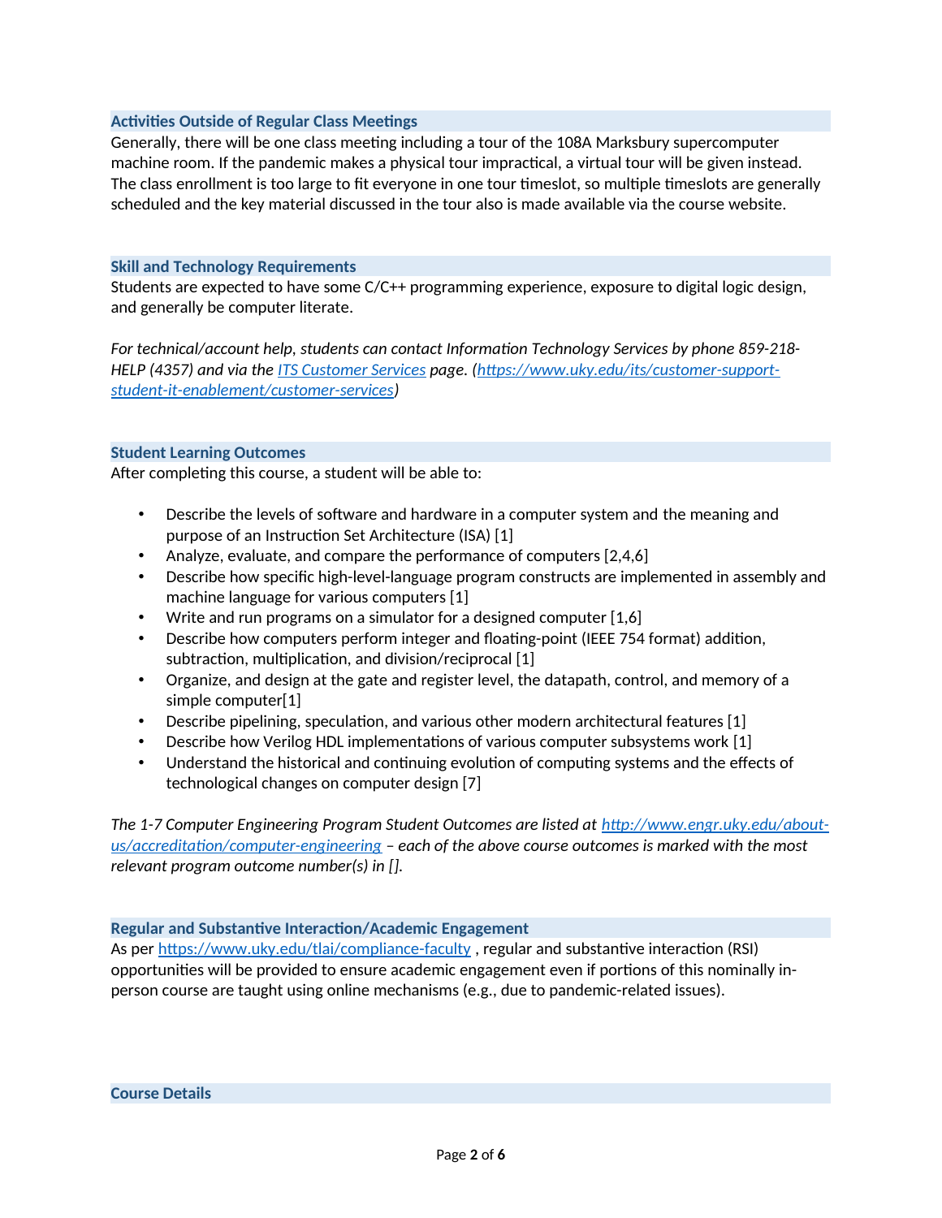### Activities Outside of Regular Class Meetings

Generally, there will be one class meeting including a tour of the 108A Marksbury supercomputer machine room. If the pandemic makes a physical tour impractical, a virtual tour will be given instead. The class enrollment is too large to fit everyone in one tour timeslot, so multiple timeslots are generally scheduled and the key material discussed in the tour also is made available via the course website.

### Skill and Technology Requirements

Students are expected to have some C/C++ programming experience, exposure to digital logic design, and generally be computer literate.

*For technical/account help, students can contact Information Technology Services by phone 859-218-HELP (4357) and via the [ITS Customer Services](https://www.uky.edu/its/customer-support-student-it-enablement/customer-services) page. (https://www.uky.edu/its/customer-support-student-it-enablement/customer-services)*

### Student Learning Outcomes

After completing this course, a student will be able to:

- Describe the levels of software and hardware in a computer system and the meaning and purpose of an Instruction Set Architecture (ISA) [1]
- Analyze, evaluate, and compare the performance of computers [2,4,6]
- Describe how specific high-level-language program constructs are implemented in assembly and machine language for various computers [1]
- Write and run programs on a simulator for a designed computer [1,6]
- Describe how computers perform integer and floating-point (IEEE 754 format) addition, subtraction, multiplication, and division/reciprocal [1]
- Organize, and design at the gate and register level, the datapath, control, and memory of a simple computer[1]
- Describe pipelining, speculation, and various other modern architectural features [1]
- Describe how Verilog HDL implementations of various computer subsystems work [1]
- Understand the historical and continuing evolution of computing systems and the effects of technological changes on computer design [7]

*The 1-7 Computer Engineering Program Student Outcomes are listed at [http://www.engr.uky.edu/about-us/accreditation/computer-engineering](http://www.engr.uky.edu/about-us/accreditation/computer-engineering) – each of the above course outcomes is marked with the most relevant program outcome number(s) in [].*

### Regular and Substantive Interaction/Academic Engagement

As per [https://www.uky.edu/tlai/compliance-faculty](https://www.uky.edu/tlai/compliance-faculty) , regular and substantive interaction (RSI) opportunities will be provided to ensure academic engagement even if portions of this nominally in-person course are taught using online mechanisms (e.g., due to pandemic-related issues).

### Course Details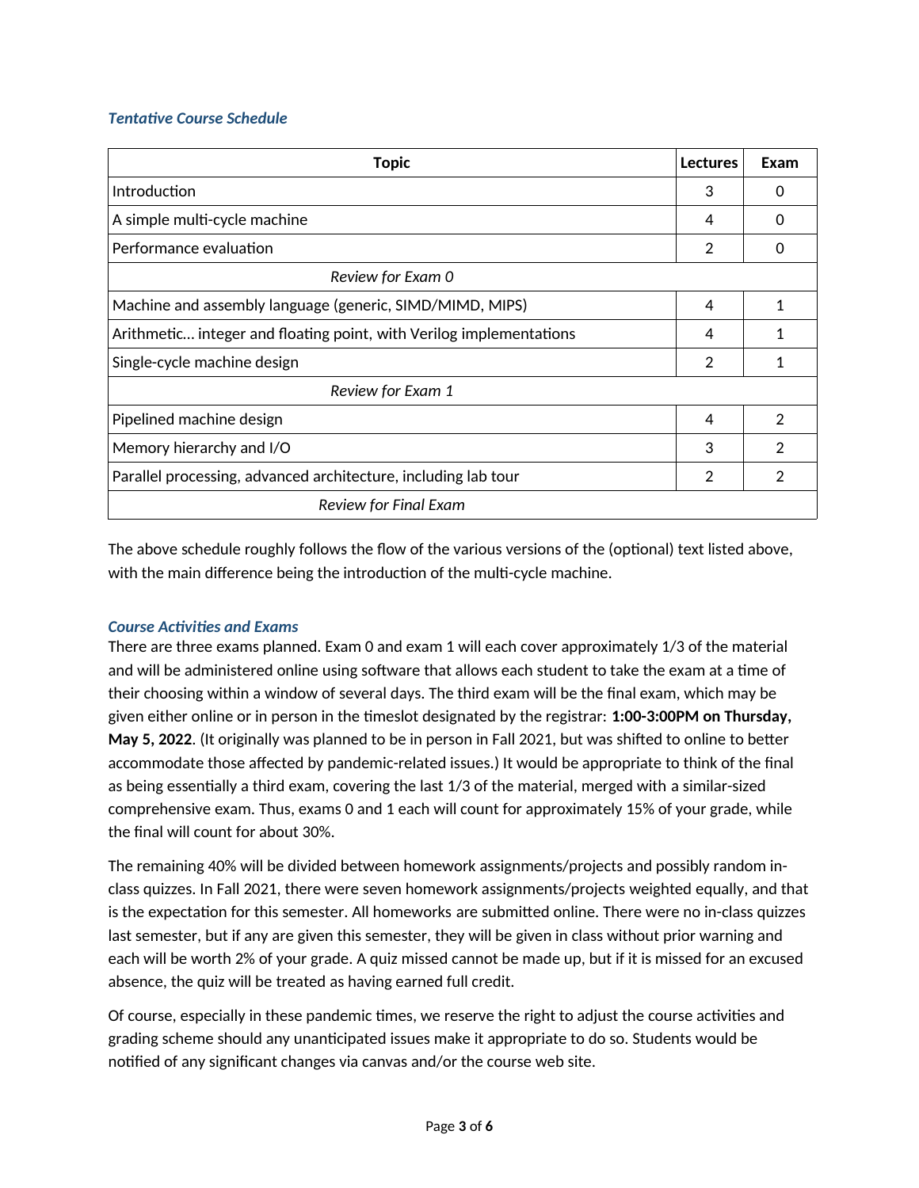### *Tentative Course Schedule*

| Topic | Lectures | Exam |
|---|---|---|
| Introduction | 3 | 0 |
| A simple multi-cycle machine | 4 | 0 |
| Performance evaluation | 2 | 0 |
| *Review for Exam 0* | | |
| Machine and assembly language (generic, SIMD/MIMD, MIPS) | 4 | 1 |
| Arithmetic… integer and floating point, with Verilog implementations | 4 | 1 |
| Single-cycle machine design | 2 | 1 |
| *Review for Exam 1* | | |
| Pipelined machine design | 4 | 2 |
| Memory hierarchy and I/O | 3 | 2 |
| Parallel processing, advanced architecture, including lab tour | 2 | 2 |
| *Review for Final Exam* | | |

The above schedule roughly follows the flow of the various versions of the (optional) text listed above, with the main difference being the introduction of the multi-cycle machine.

### *Course Activities and Exams*

There are three exams planned. Exam 0 and exam 1 will each cover approximately 1/3 of the material and will be administered online using software that allows each student to take the exam at a time of their choosing within a window of several days. The third exam will be the final exam, which may be given either online or in person in the timeslot designated by the registrar: **1:00-3:00PM on Thursday, May 5, 2022**. (It originally was planned to be in person in Fall 2021, but was shifted to online to better accommodate those affected by pandemic-related issues.) It would be appropriate to think of the final as being essentially a third exam, covering the last 1/3 of the material, merged with a similar-sized comprehensive exam. Thus, exams 0 and 1 each will count for approximately 15% of your grade, while the final will count for about 30%.

The remaining 40% will be divided between homework assignments/projects and possibly random in-class quizzes. In Fall 2021, there were seven homework assignments/projects weighted equally, and that is the expectation for this semester. All homeworks are submitted online. There were no in-class quizzes last semester, but if any are given this semester, they will be given in class without prior warning and each will be worth 2% of your grade. A quiz missed cannot be made up, but if it is missed for an excused absence, the quiz will be treated as having earned full credit.

Of course, especially in these pandemic times, we reserve the right to adjust the course activities and grading scheme should any unanticipated issues make it appropriate to do so. Students would be notified of any significant changes via canvas and/or the course web site.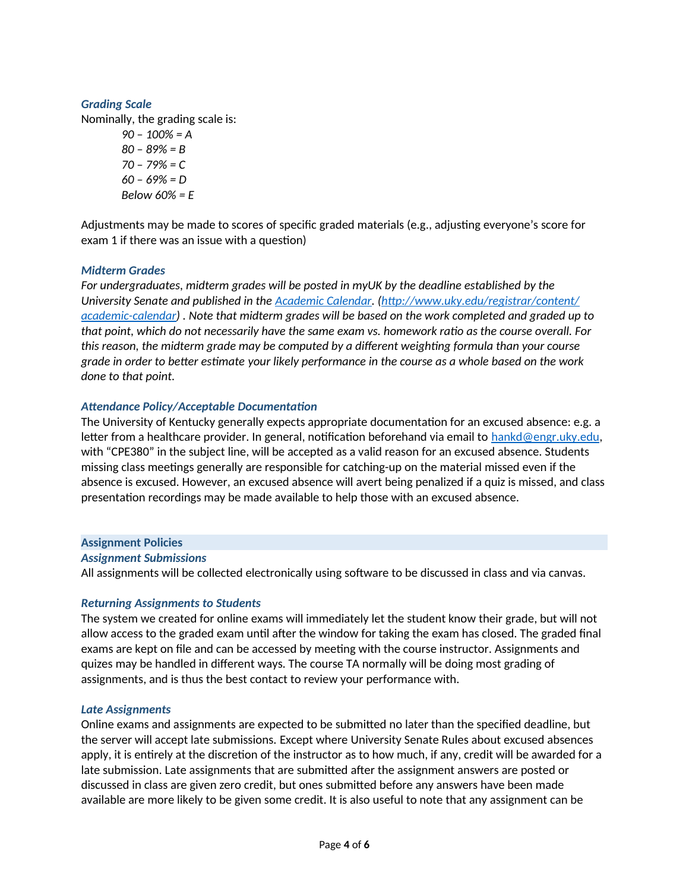### *Grading Scale*

Nominally, the grading scale is:

*90 – 100% = A*
*80 – 89% = B*
*70 – 79% = C*
*60 – 69% = D*
*Below 60% = E*

Adjustments may be made to scores of specific graded materials (e.g., adjusting everyone's score for exam 1 if there was an issue with a question)

### *Midterm Grades*

*For undergraduates, midterm grades will be posted in myUK by the deadline established by the University Senate and published in the [Academic Calendar](http://www.uky.edu/registrar/content/academic-calendar). ([http://www.uky.edu/registrar/content/academic-calendar](http://www.uky.edu/registrar/content/academic-calendar)) . Note that midterm grades will be based on the work completed and graded up to that point, which do not necessarily have the same exam vs. homework ratio as the course overall. For this reason, the midterm grade may be computed by a different weighting formula than your course grade in order to better estimate your likely performance in the course as a whole based on the work done to that point.*

### *Attendance Policy/Acceptable Documentation*

The University of Kentucky generally expects appropriate documentation for an excused absence: e.g. a letter from a healthcare provider. In general, notification beforehand via email to [hankd@engr.uky.edu](mailto:hankd@engr.uky.edu), with "CPE380" in the subject line, will be accepted as a valid reason for an excused absence. Students missing class meetings generally are responsible for catching-up on the material missed even if the absence is excused. However, an excused absence will avert being penalized if a quiz is missed, and class presentation recordings may be made available to help those with an excused absence.

## Assignment Policies

### *Assignment Submissions*

All assignments will be collected electronically using software to be discussed in class and via canvas.

### *Returning Assignments to Students*

The system we created for online exams will immediately let the student know their grade, but will not allow access to the graded exam until after the window for taking the exam has closed. The graded final exams are kept on file and can be accessed by meeting with the course instructor. Assignments and quizes may be handled in different ways. The course TA normally will be doing most grading of assignments, and is thus the best contact to review your performance with.

### *Late Assignments*

Online exams and assignments are expected to be submitted no later than the specified deadline, but the server will accept late submissions. Except where University Senate Rules about excused absences apply, it is entirely at the discretion of the instructor as to how much, if any, credit will be awarded for a late submission. Late assignments that are submitted after the assignment answers are posted or discussed in class are given zero credit, but ones submitted before any answers have been made available are more likely to be given some credit. It is also useful to note that any assignment can be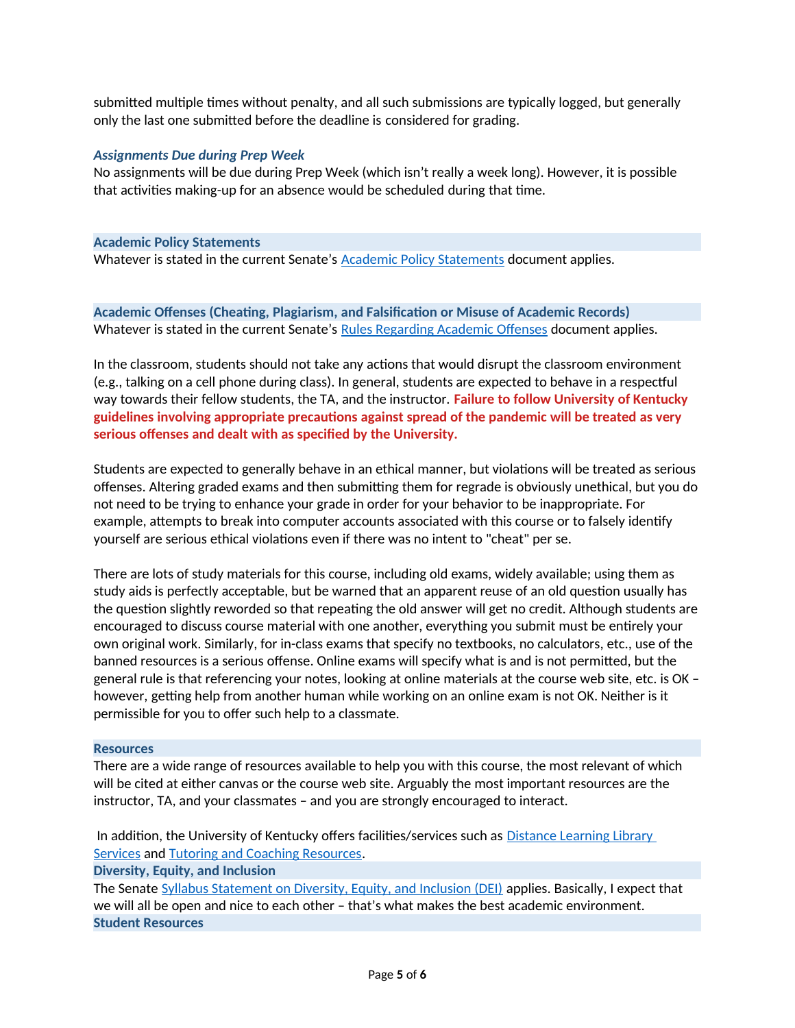submitted multiple times without penalty, and all such submissions are typically logged, but generally only the last one submitted before the deadline is considered for grading.

### *Assignments Due during Prep Week*

No assignments will be due during Prep Week (which isn't really a week long). However, it is possible that activities making-up for an absence would be scheduled during that time.

## Academic Policy Statements

Whatever is stated in the current Senate's Academic Policy Statements document applies.

## Academic Offenses (Cheating, Plagiarism, and Falsification or Misuse of Academic Records)

Whatever is stated in the current Senate's Rules Regarding Academic Offenses document applies.

In the classroom, students should not take any actions that would disrupt the classroom environment (e.g., talking on a cell phone during class). In general, students are expected to behave in a respectful way towards their fellow students, the TA, and the instructor. **Failure to follow University of Kentucky guidelines involving appropriate precautions against spread of the pandemic will be treated as very serious offenses and dealt with as specified by the University.**

Students are expected to generally behave in an ethical manner, but violations will be treated as serious offenses. Altering graded exams and then submitting them for regrade is obviously unethical, but you do not need to be trying to enhance your grade in order for your behavior to be inappropriate. For example, attempts to break into computer accounts associated with this course or to falsely identify yourself are serious ethical violations even if there was no intent to "cheat" per se.

There are lots of study materials for this course, including old exams, widely available; using them as study aids is perfectly acceptable, but be warned that an apparent reuse of an old question usually has the question slightly reworded so that repeating the old answer will get no credit. Although students are encouraged to discuss course material with one another, everything you submit must be entirely your own original work. Similarly, for in-class exams that specify no textbooks, no calculators, etc., use of the banned resources is a serious offense. Online exams will specify what is and is not permitted, but the general rule is that referencing your notes, looking at online materials at the course web site, etc. is OK – however, getting help from another human while working on an online exam is not OK. Neither is it permissible for you to offer such help to a classmate.

## Resources

There are a wide range of resources available to help you with this course, the most relevant of which will be cited at either canvas or the course web site. Arguably the most important resources are the instructor, TA, and your classmates – and you are strongly encouraged to interact.

In addition, the University of Kentucky offers facilities/services such as Distance Learning Library Services and Tutoring and Coaching Resources.

## Diversity, Equity, and Inclusion

The Senate Syllabus Statement on Diversity, Equity, and Inclusion (DEI) applies. Basically, I expect that we will all be open and nice to each other – that's what makes the best academic environment.

## Student Resources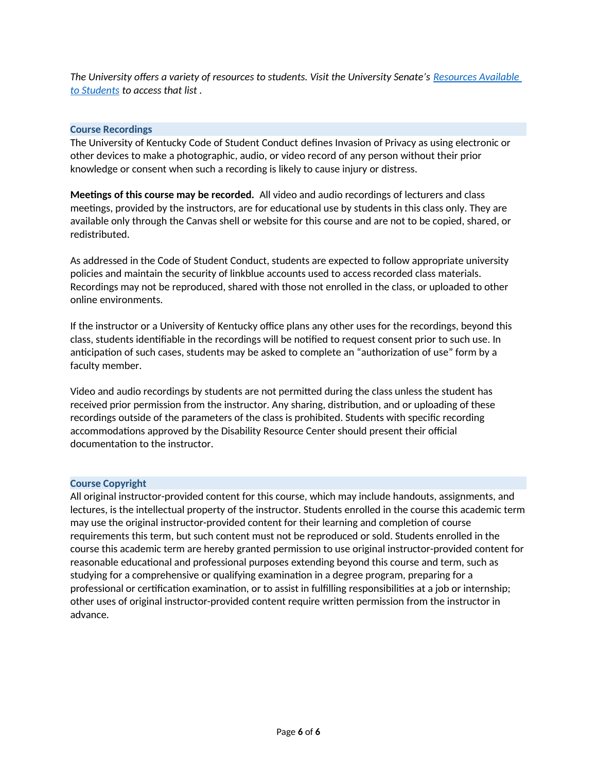*The University offers a variety of resources to students. Visit the University Senate's [Resources Available to Students](#) to access that list .*

## Course Recordings

The University of Kentucky Code of Student Conduct defines Invasion of Privacy as using electronic or other devices to make a photographic, audio, or video record of any person without their prior knowledge or consent when such a recording is likely to cause injury or distress.

**Meetings of this course may be recorded.** All video and audio recordings of lecturers and class meetings, provided by the instructors, are for educational use by students in this class only. They are available only through the Canvas shell or website for this course and are not to be copied, shared, or redistributed.

As addressed in the Code of Student Conduct, students are expected to follow appropriate university policies and maintain the security of linkblue accounts used to access recorded class materials. Recordings may not be reproduced, shared with those not enrolled in the class, or uploaded to other online environments.

If the instructor or a University of Kentucky office plans any other uses for the recordings, beyond this class, students identifiable in the recordings will be notified to request consent prior to such use. In anticipation of such cases, students may be asked to complete an "authorization of use" form by a faculty member.

Video and audio recordings by students are not permitted during the class unless the student has received prior permission from the instructor. Any sharing, distribution, and or uploading of these recordings outside of the parameters of the class is prohibited. Students with specific recording accommodations approved by the Disability Resource Center should present their official documentation to the instructor.

## Course Copyright

All original instructor-provided content for this course, which may include handouts, assignments, and lectures, is the intellectual property of the instructor. Students enrolled in the course this academic term may use the original instructor-provided content for their learning and completion of course requirements this term, but such content must not be reproduced or sold. Students enrolled in the course this academic term are hereby granted permission to use original instructor-provided content for reasonable educational and professional purposes extending beyond this course and term, such as studying for a comprehensive or qualifying examination in a degree program, preparing for a professional or certification examination, or to assist in fulfilling responsibilities at a job or internship; other uses of original instructor-provided content require written permission from the instructor in advance.